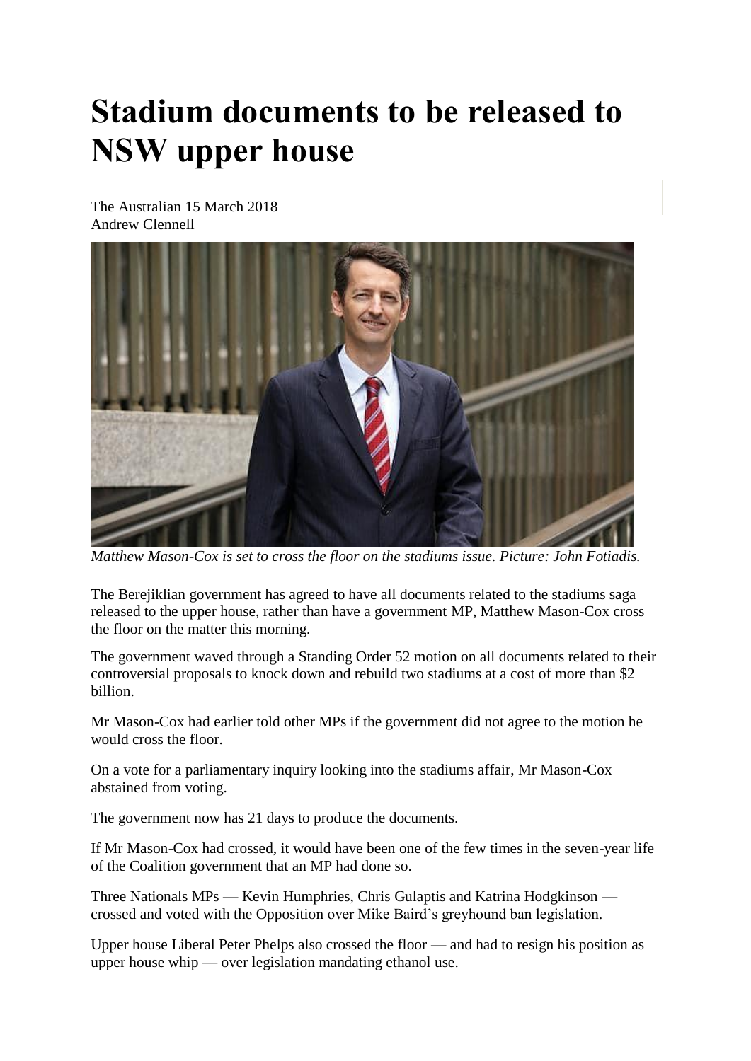# Stadium documents to be released to NSW upper house

The Australian 15 March 2018
Andrew Clennell

*Matthew Mason-Cox is set to cross the floor on the stadiums issue. Picture: John Fotiadis.*

The Berejiklian government has agreed to have all documents related to the stadiums saga released to the upper house, rather than have a government MP, Matthew Mason-Cox cross the floor on the matter this morning.

The government waved through a Standing Order 52 motion on all documents related to their controversial proposals to knock down and rebuild two stadiums at a cost of more than $2 billion.

Mr Mason-Cox had earlier told other MPs if the government did not agree to the motion he would cross the floor.

On a vote for a parliamentary inquiry looking into the stadiums affair, Mr Mason-Cox abstained from voting.

The government now has 21 days to produce the documents.

If Mr Mason-Cox had crossed, it would have been one of the few times in the seven-year life of the Coalition government that an MP had done so.

Three Nationals MPs — Kevin Humphries, Chris Gulaptis and Katrina Hodgkinson — crossed and voted with the Opposition over Mike Baird's greyhound ban legislation.

Upper house Liberal Peter Phelps also crossed the floor — and had to resign his position as upper house whip — over legislation mandating ethanol use.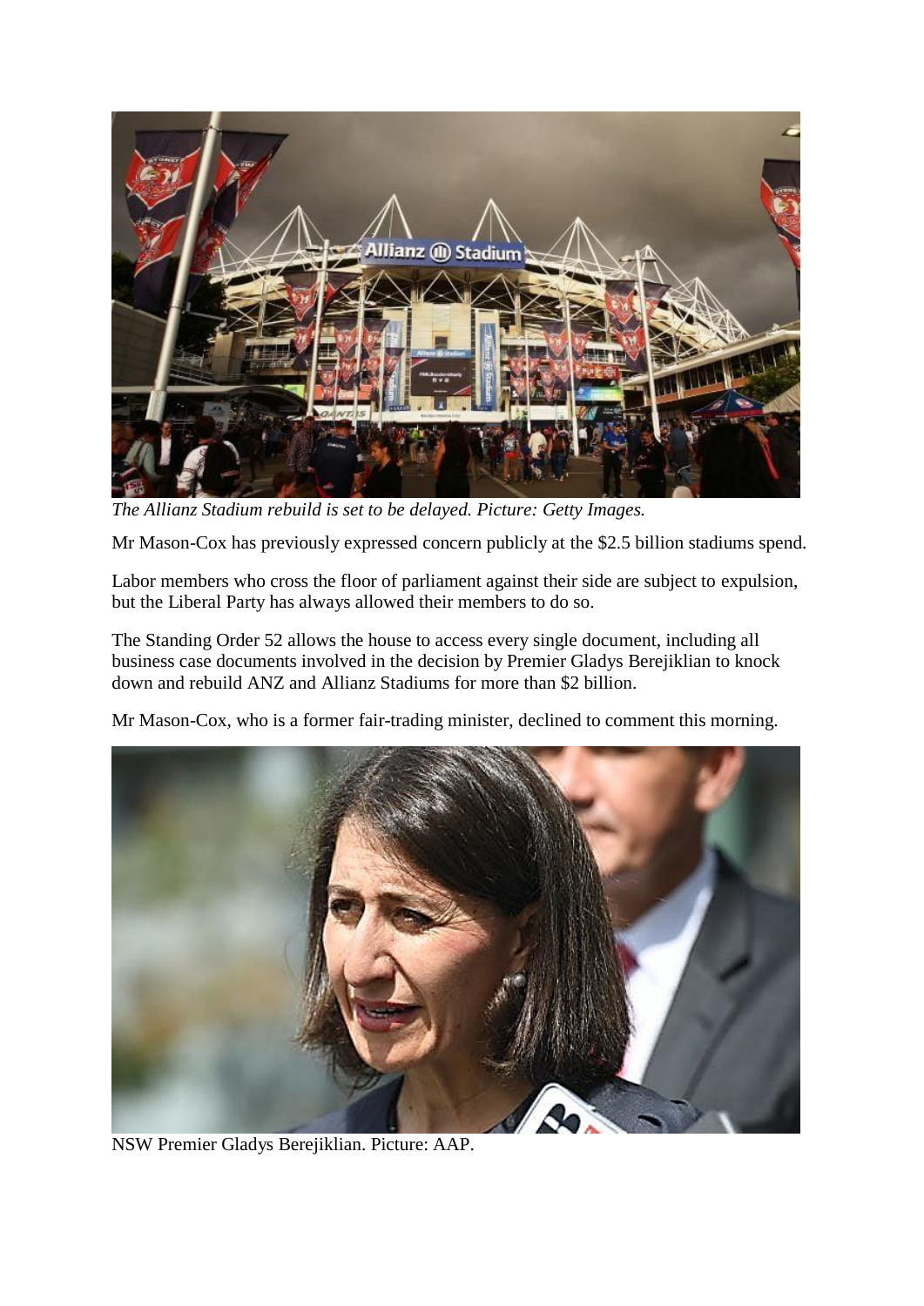*The Allianz Stadium rebuild is set to be delayed. Picture: Getty Images.*

Mr Mason-Cox has previously expressed concern publicly at the $2.5 billion stadiums spend.

Labor members who cross the floor of parliament against their side are subject to expulsion, but the Liberal Party has always allowed their members to do so.

The Standing Order 52 allows the house to access every single document, including all business case documents involved in the decision by Premier Gladys Berejiklian to knock down and rebuild ANZ and Allianz Stadiums for more than $2 billion.

Mr Mason-Cox, who is a former fair-trading minister, declined to comment this morning.

NSW Premier Gladys Berejiklian. Picture: AAP.